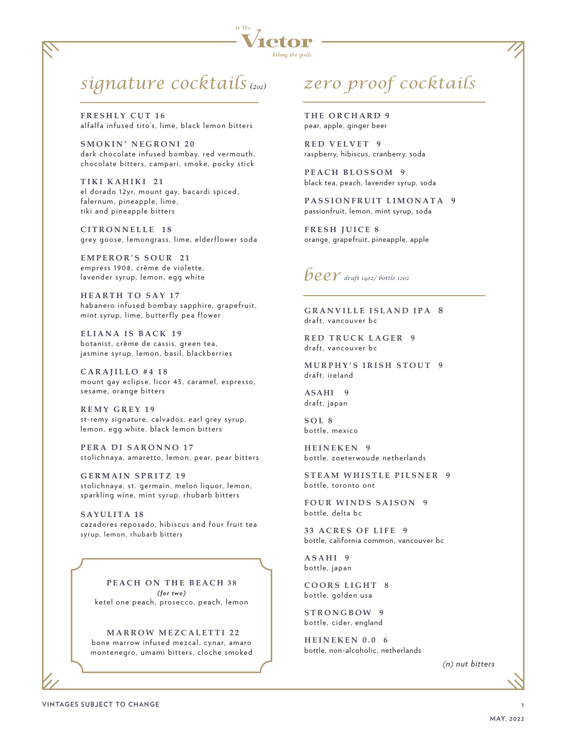# to the Victor belong the spoils

## signature cocktails *(2oz)*

**FRESHLY CUT 16**
alfalfa infused tito's, lime, black lemon bitters

**SMOKIN' NEGRONI 20**
dark chocolate infused bombay, red vermouth, chocolate bitters, campari, smoke, pocky stick

**TIKI KAHIKI 21**
el dorado 12yr, mount gay, bacardi spiced, falernum, pineapple, lime, tiki and pineapple bitters

**CITRONNELLE 18**
grey goose, lemongrass, lime, elderflower soda

**EMPEROR'S SOUR 21**
empress 1908, crème de violette, lavender syrup, lemon, egg white

**HEARTH TO SAY 17**
habanero infused bombay sapphire, grapefruit, mint syrup, lime, butterfly pea flower

**ELIANA IS BACK 19**
botanist, crème de cassis, green tea, jasmine syrup, lemon, basil, blackberries

**CARAJILLO #4 18**
mount gay eclipse, licor 43, caramel, espresso, sesame, orange bitters

**REMY GREY 19**
st-remy signature, calvados, earl grey syrup, lemon, egg white, black lemon bitters

**PERA DI SARONNO 17**
stolichnaya, amaretto, lemon, pear, pear bitters

**GERMAIN SPRITZ 19**
stolichnaya, st. germain, melon liquor, lemon, sparkling wine, mint syrup, rhubarb bitters

**SAYULITA 18**
cazadores reposado, hibiscus and four fruit tea syrup, lemon, rhubarb bitters

**PEACH ON THE BEACH 38**
*(for two)*
ketel one peach, prosecco, peach, lemon

**MARROW MEZCALETTI 22**
bone marrow infused mezcal, cynar, amaro montenegro, umami bitters, cloche smoked

## zero proof cocktails

**THE ORCHARD 9**
pear, apple, ginger beer

**RED VELVET 9**
raspberry, hibiscus, cranberry, soda

**PEACH BLOSSOM 9**
black tea, peach, lavender syrup, soda

**PASSIONFRUIT LIMONATA 9**
passionfruit, lemon, mint syrup, soda

**FRESH JUICE 8**
orange, grapefruit, pineapple, apple

## beer *draft 14oz/ bottle 12oz*

**GRANVILLE ISLAND IPA 8**
draft, vancouver bc

**RED TRUCK LAGER 9**
draft, vancouver bc

**MURPHY'S IRISH STOUT 9**
draft, ireland

**ASAHI 9**
draft, japan

**SOL 8**
bottle, mexico

**HEINEKEN 9**
bottle, zoeterwoude netherlands

**STEAM WHISTLE PILSNER 9**
bottle, toronto ont

**FOUR WINDS SAISON 9**
bottle, delta bc

**33 ACRES OF LIFE 9**
bottle, california common, vancouver bc

**ASAHI 9**
bottle, japan

**COORS LIGHT 8**
bottle, golden usa

**STRONGBOW 9**
bottle, cider, england

**HEINEKEN 0.0 6**
bottle, non-alcoholic, netherlands

*(n) nut bitters*

VINTAGES SUBJECT TO CHANGE

MAY, 2022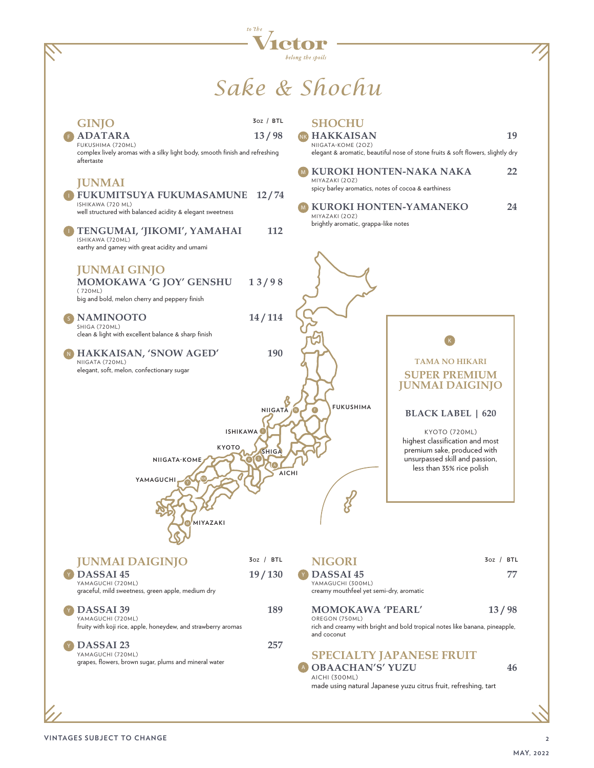to the **Victor** belong the spoils

# Sake & Shochu

## GINJO

3oz / BTL

**ADATARA** — 13 / 98
FUKUSHIMA (720ML)
complex lively aromas with a silky light body, smooth finish and refreshing aftertaste

## JUNMAI

**FUKUMITSUYA FUKUMASAMUNE** — 12 / 74
ISHIKAWA (720 ML)
well structured with balanced acidity & elegant sweetness

**TENGUMAI, 'JIKOMI', YAMAHAI** — 112
ISHIKAWA (720ML)
earthy and gamey with great acidity and umami

## JUNMAI GINJO

**MOMOKAWA 'G JOY' GENSHU** — 13 / 98
(720ML)
big and bold, melon cherry and peppery finish

**NAMINOOTO** — 14 / 114
SHIGA (720ML)
clean & light with excellent balance & sharp finish

**HAKKAISAN, 'SNOW AGED'** — 190
NIIGATA (720ML)
elegant, soft, melon, confectionary sugar

## SHOCHU

**HAKKAISAN** — 19
NIIGATA-KOME (2OZ)
elegant & aromatic, beautiful nose of stone fruits & soft flowers, slightly dry

**KUROKI HONTEN-NAKA NAKA** — 22
MIYAZAKI (2OZ)
spicy barley aromatics, notes of cocoa & earthiness

**KUROKI HONTEN-YAMANEKO** — 24
MIYAZAKI (2OZ)
brightly aromatic, grappa-like notes

NIIGATA · FUKUSHIMA · ISHIKAWA · KYOTO · SHIGA · NIIGATA-KOME · AICHI · YAMAGUCHI · MIYAZAKI

### TAMA NO HIKARI
### SUPER PREMIUM JUNMAI DAIGINJO

**BLACK LABEL | 620**

KYOTO (720ML)
highest classification and most premium sake, produced with unsurpassed skill and passion, less than 35% rice polish

## JUNMAI DAIGINJO

3oz / BTL

**DASSAI 45** — 19 / 130
YAMAGUCHI (720ML)
graceful, mild sweetness, green apple, medium dry

**DASSAI 39** — 189
YAMAGUCHI (720ML)
fruity with koji rice, apple, honeydew, and strawberry aromas

**DASSAI 23** — 257
YAMAGUCHI (720ML)
grapes, flowers, brown sugar, plums and mineral water

## NIGORI

3oz / BTL

**DASSAI 45** — 77
YAMAGUCHI (300ML)
creamy mouthfeel yet semi-dry, aromatic

**MOMOKAWA 'PEARL'** — 13 / 98
OREGON (750ML)
rich and creamy with bright and bold tropical notes like banana, pineapple, and coconut

## SPECIALTY JAPANESE FRUIT

**OBAACHAN'S' YUZU** — 46
AICHI (300ML)
made using natural Japanese yuzu citrus fruit, refreshing, tart

VINTAGES SUBJECT TO CHANGE

MAY, 2022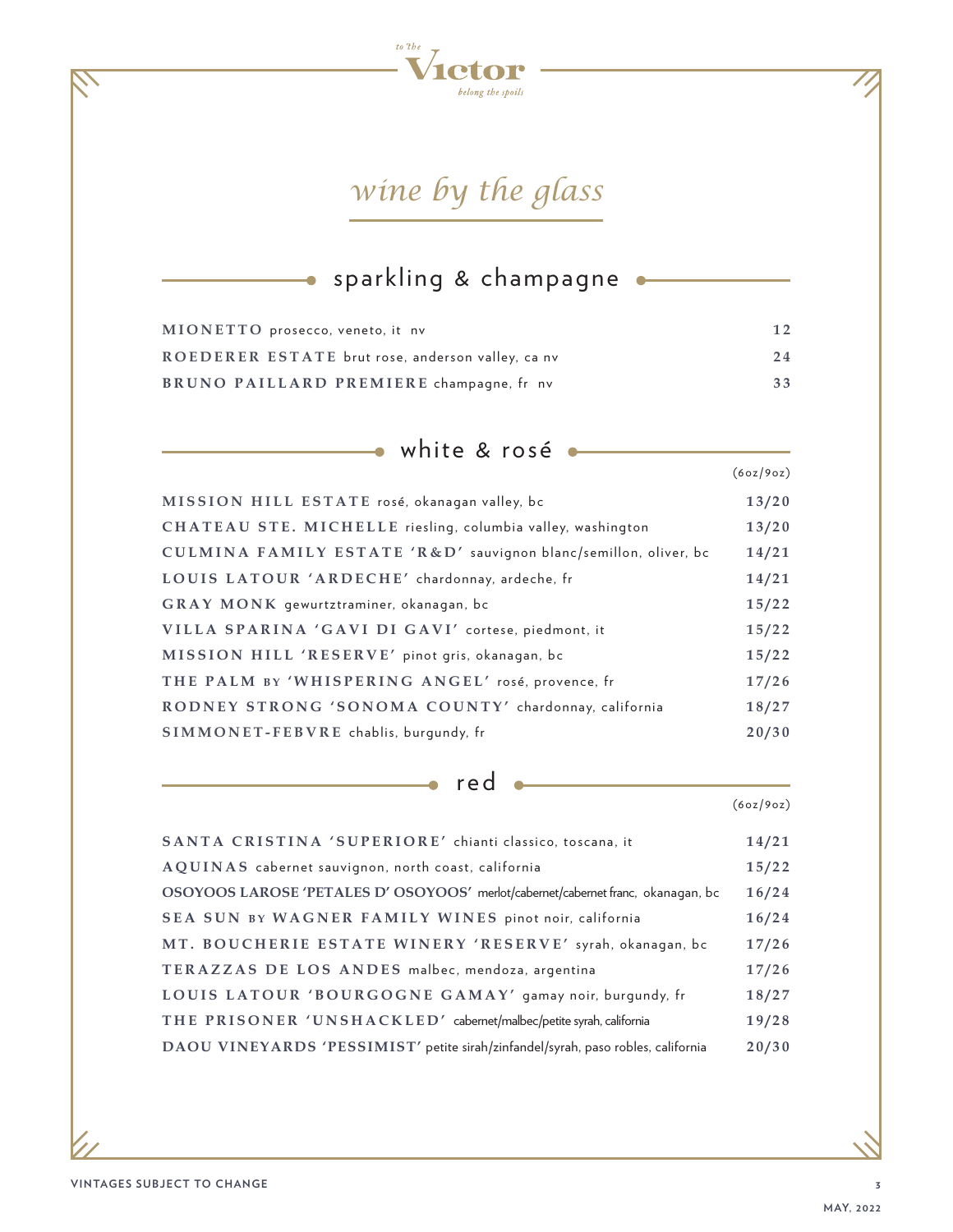# wine by the glass

## sparkling & champagne

| | |
|---|---|
| **MIONETTO** prosecco, veneto, it nv | **12** |
| **ROEDERER ESTATE** brut rose, anderson valley, ca nv | **24** |
| **BRUNO PAILLARD PREMIERE** champagne, fr nv | **33** |

## white & rosé

| | (6oz/9oz) |
|---|---|
| **MISSION HILL ESTATE** rosé, okanagan valley, bc | **13/20** |
| **CHATEAU STE. MICHELLE** riesling, columbia valley, washington | **13/20** |
| **CULMINA FAMILY ESTATE 'R&D'** sauvignon blanc/semillon, oliver, bc | **14/21** |
| **LOUIS LATOUR 'ARDECHE'** chardonnay, ardeche, fr | **14/21** |
| **GRAY MONK** gewurtztraminer, okanagan, bc | **15/22** |
| **VILLA SPARINA 'GAVI DI GAVI'** cortese, piedmont, it | **15/22** |
| **MISSION HILL 'RESERVE'** pinot gris, okanagan, bc | **15/22** |
| **THE PALM BY 'WHISPERING ANGEL'** rosé, provence, fr | **17/26** |
| **RODNEY STRONG 'SONOMA COUNTY'** chardonnay, california | **18/27** |
| **SIMMONET-FEBVRE** chablis, burgundy, fr | **20/30** |

## red

| | (6oz/9oz) |
|---|---|
| **SANTA CRISTINA 'SUPERIORE'** chianti classico, toscana, it | **14/21** |
| **AQUINAS** cabernet sauvignon, north coast, california | **15/22** |
| **OSOYOOS LAROSE 'PETALES D' OSOYOOS'** merlot/cabernet/cabernet franc, okanagan, bc | **16/24** |
| **SEA SUN BY WAGNER FAMILY WINES** pinot noir, california | **16/24** |
| **MT. BOUCHERIE ESTATE WINERY 'RESERVE'** syrah, okanagan, bc | **17/26** |
| **TERAZZAS DE LOS ANDES** malbec, mendoza, argentina | **17/26** |
| **LOUIS LATOUR 'BOURGOGNE GAMAY'** gamay noir, burgundy, fr | **18/27** |
| **THE PRISONER 'UNSHACKLED'** cabernet/malbec/petite syrah, california | **19/28** |
| **DAOU VINEYARDS 'PESSIMIST'** petite sirah/zinfandel/syrah, paso robles, california | **20/30** |

VINTAGES SUBJECT TO CHANGE

MAY, 2022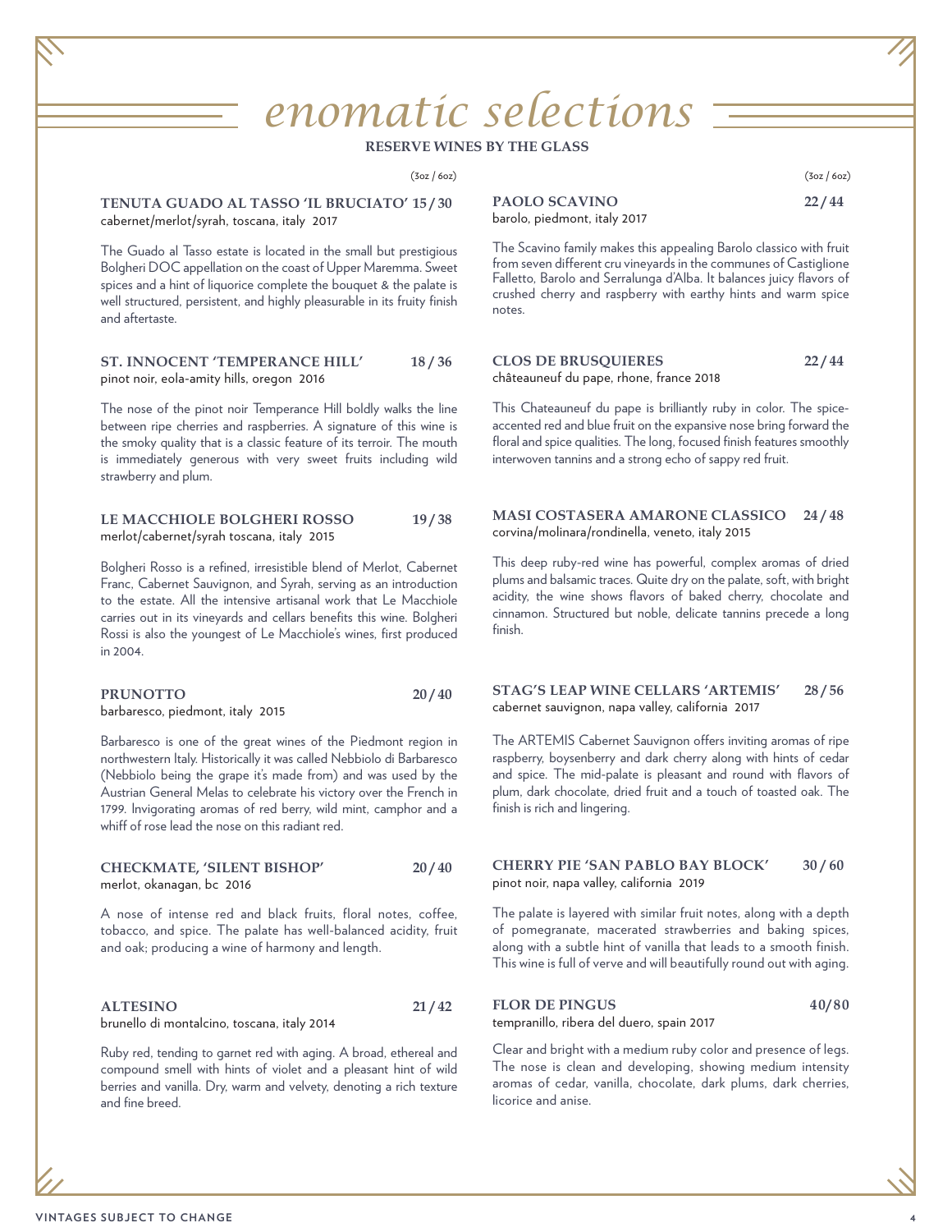# enomatic selections

**RESERVE WINES BY THE GLASS**

(3oz / 6oz)

### TENUTA GUADO AL TASSO 'IL BRUCIATO' 15 / 30

cabernet/merlot/syrah, toscana, italy 2017

The Guado al Tasso estate is located in the small but prestigious Bolgheri DOC appellation on the coast of Upper Maremma. Sweet spices and a hint of liquorice complete the bouquet & the palate is well structured, persistent, and highly pleasurable in its fruity finish and aftertaste.

### ST. INNOCENT 'TEMPERANCE HILL' 18 / 36

pinot noir, eola-amity hills, oregon 2016

The nose of the pinot noir Temperance Hill boldly walks the line between ripe cherries and raspberries. A signature of this wine is the smoky quality that is a classic feature of its terroir. The mouth is immediately generous with very sweet fruits including wild strawberry and plum.

### LE MACCHIOLE BOLGHERI ROSSO 19 / 38

merlot/cabernet/syrah toscana, italy 2015

Bolgheri Rosso is a refined, irresistible blend of Merlot, Cabernet Franc, Cabernet Sauvignon, and Syrah, serving as an introduction to the estate. All the intensive artisanal work that Le Macchiole carries out in its vineyards and cellars benefits this wine. Bolgheri Rossi is also the youngest of Le Macchiole's wines, first produced in 2004.

### PRUNOTTO 20 / 40

barbaresco, piedmont, italy 2015

Barbaresco is one of the great wines of the Piedmont region in northwestern Italy. Historically it was called Nebbiolo di Barbaresco (Nebbiolo being the grape it's made from) and was used by the Austrian General Melas to celebrate his victory over the French in 1799. Invigorating aromas of red berry, wild mint, camphor and a whiff of rose lead the nose on this radiant red.

### CHECKMATE, 'SILENT BISHOP' 20 / 40

merlot, okanagan, bc 2016

A nose of intense red and black fruits, floral notes, coffee, tobacco, and spice. The palate has well-balanced acidity, fruit and oak; producing a wine of harmony and length.

### ALTESINO 21 / 42

brunello di montalcino, toscana, italy 2014

Ruby red, tending to garnet red with aging. A broad, ethereal and compound smell with hints of violet and a pleasant hint of wild berries and vanilla. Dry, warm and velvety, denoting a rich texture and fine breed.

(3oz / 6oz)

### PAOLO SCAVINO 22 / 44

barolo, piedmont, italy 2017

The Scavino family makes this appealing Barolo classico with fruit from seven different cru vineyards in the communes of Castiglione Falletto, Barolo and Serralunga d'Alba. It balances juicy flavors of crushed cherry and raspberry with earthy hints and warm spice notes.

### CLOS DE BRUSQUIERES 22 / 44

châteauneuf du pape, rhone, france 2018

This Chateauneuf du pape is brilliantly ruby in color. The spice-accented red and blue fruit on the expansive nose bring forward the floral and spice qualities. The long, focused finish features smoothly interwoven tannins and a strong echo of sappy red fruit.

### MASI COSTASERA AMARONE CLASSICO 24 / 48

corvina/molinara/rondinella, veneto, italy 2015

This deep ruby-red wine has powerful, complex aromas of dried plums and balsamic traces. Quite dry on the palate, soft, with bright acidity, the wine shows flavors of baked cherry, chocolate and cinnamon. Structured but noble, delicate tannins precede a long finish.

### STAG'S LEAP WINE CELLARS 'ARTEMIS' 28 / 56

cabernet sauvignon, napa valley, california 2017

The ARTEMIS Cabernet Sauvignon offers inviting aromas of ripe raspberry, boysenberry and dark cherry along with hints of cedar and spice. The mid-palate is pleasant and round with flavors of plum, dark chocolate, dried fruit and a touch of toasted oak. The finish is rich and lingering.

### CHERRY PIE 'SAN PABLO BAY BLOCK' 30 / 60

pinot noir, napa valley, california 2019

The palate is layered with similar fruit notes, along with a depth of pomegranate, macerated strawberries and baking spices, along with a subtle hint of vanilla that leads to a smooth finish. This wine is full of verve and will beautifully round out with aging.

### FLOR DE PINGUS 40/80

tempranillo, ribera del duero, spain 2017

Clear and bright with a medium ruby color and presence of legs. The nose is clean and developing, showing medium intensity aromas of cedar, vanilla, chocolate, dark plums, dark cherries, licorice and anise.

VINTAGES SUBJECT TO CHANGE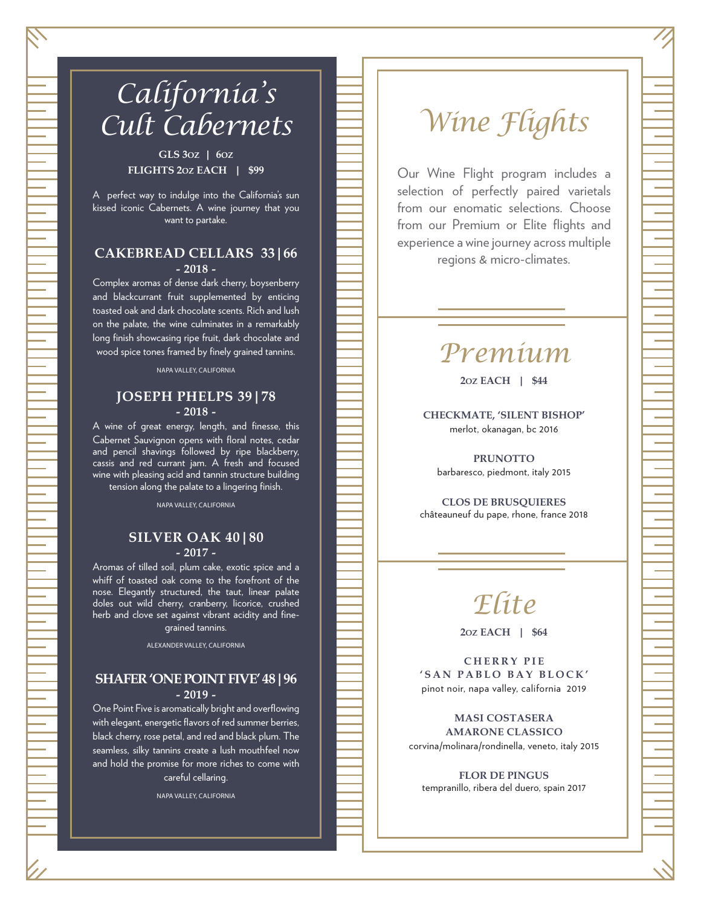# California's Cult Cabernets

**GLS 3oz | 6oz**
**FLIGHTS 2oz EACH | $99**

A perfect way to indulge into the California's sun kissed iconic Cabernets. A wine journey that you want to partake.

### CAKEBREAD CELLARS 33 | 66
**- 2018 -**

Complex aromas of dense dark cherry, boysenberry and blackcurrant fruit supplemented by enticing toasted oak and dark chocolate scents. Rich and lush on the palate, the wine culminates in a remarkably long finish showcasing ripe fruit, dark chocolate and wood spice tones framed by finely grained tannins.

NAPA VALLEY, CALIFORNIA

### JOSEPH PHELPS 39 | 78
**- 2018 -**

A wine of great energy, length, and finesse, this Cabernet Sauvignon opens with floral notes, cedar and pencil shavings followed by ripe blackberry, cassis and red currant jam. A fresh and focused wine with pleasing acid and tannin structure building tension along the palate to a lingering finish.

NAPA VALLEY, CALIFORNIA

### SILVER OAK 40 | 80
**- 2017 -**

Aromas of tilled soil, plum cake, exotic spice and a whiff of toasted oak come to the forefront of the nose. Elegantly structured, the taut, linear palate doles out wild cherry, cranberry, licorice, crushed herb and clove set against vibrant acidity and fine-grained tannins.

ALEXANDER VALLEY, CALIFORNIA

### SHAFER 'ONE POINT FIVE' 48 | 96
**- 2019 -**

One Point Five is aromatically bright and overflowing with elegant, energetic flavors of red summer berries, black cherry, rose petal, and red and black plum. The seamless, silky tannins create a lush mouthfeel now and hold the promise for more riches to come with careful cellaring.

NAPA VALLEY, CALIFORNIA

# Wine Flights

Our Wine Flight program includes a selection of perfectly paired varietals from our enomatic selections. Choose from our Premium or Elite flights and experience a wine journey across multiple regions & micro-climates.

## Premium

**2oz EACH | $44**

**CHECKMATE, 'SILENT BISHOP'**
merlot, okanagan, bc 2016

**PRUNOTTO**
barbaresco, piedmont, italy 2015

**CLOS DE BRUSQUIERES**
châteauneuf du pape, rhone, france 2018

## Elite

**2oz EACH | $64**

**CHERRY PIE 'SAN PABLO BAY BLOCK'**
pinot noir, napa valley, california 2019

**MASI COSTASERA AMARONE CLASSICO**
corvina/molinara/rondinella, veneto, italy 2015

**FLOR DE PINGUS**
tempranillo, ribera del duero, spain 2017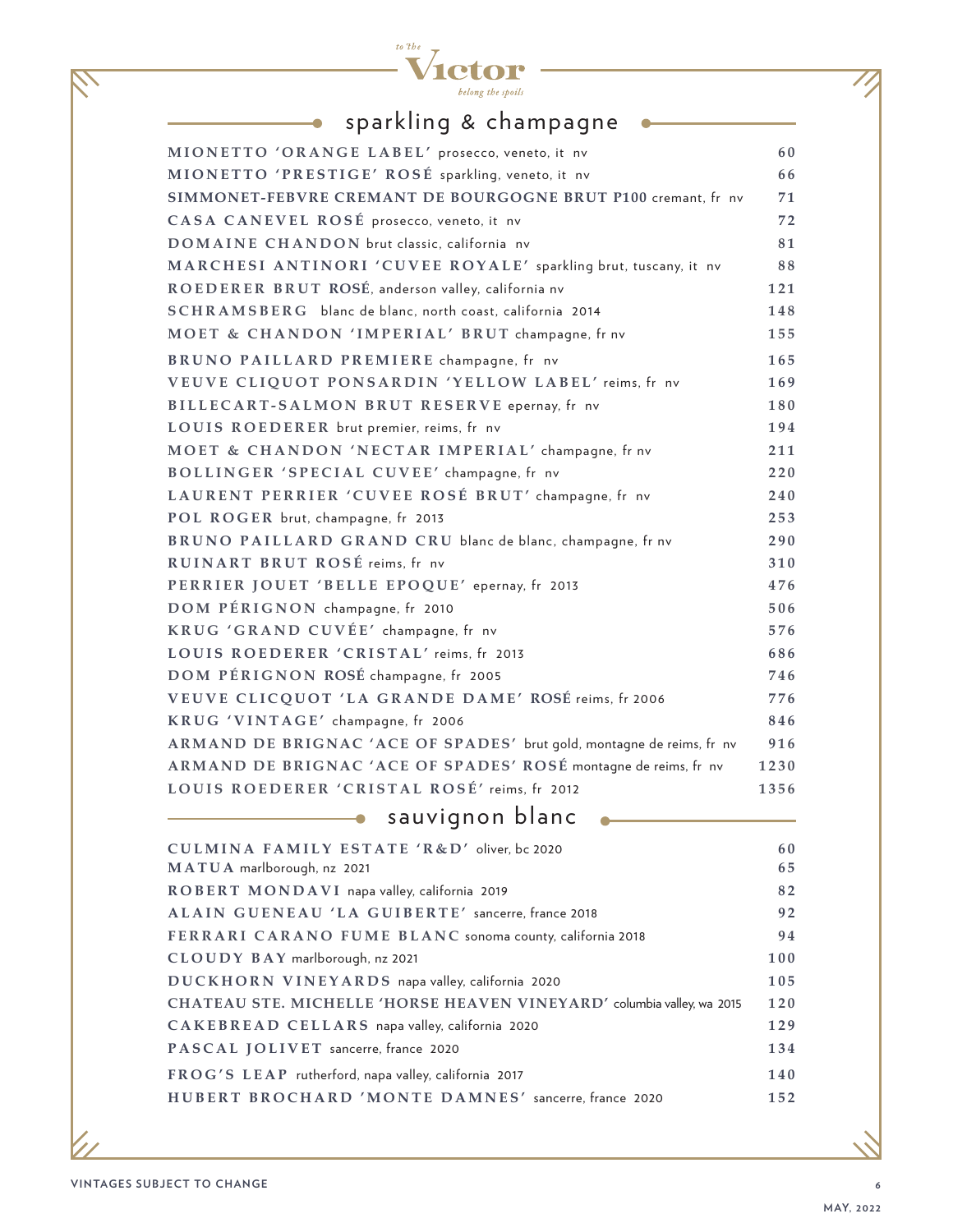## sparkling & champagne

| Wine | Price |
|---|---|
| **MIONETTO 'ORANGE LABEL'** prosecco, veneto, it nv | 60 |
| **MIONETTO 'PRESTIGE' ROSÉ** sparkling, veneto, it nv | 66 |
| **SIMMONET-FEBVRE CREMANT DE BOURGOGNE BRUT P100** cremant, fr nv | 71 |
| **CASA CANEVEL ROSÉ** prosecco, veneto, it nv | 72 |
| **DOMAINE CHANDON** brut classic, california nv | 81 |
| **MARCHESI ANTINORI 'CUVEE ROYALE'** sparkling brut, tuscany, it nv | 88 |
| **ROEDERER BRUT ROSÉ**, anderson valley, california nv | 121 |
| **SCHRAMSBERG** blanc de blanc, north coast, california 2014 | 148 |
| **MOET & CHANDON 'IMPERIAL' BRUT** champagne, fr nv | 155 |
| **BRUNO PAILLARD PREMIERE** champagne, fr nv | 165 |
| **VEUVE CLIQUOT PONSARDIN 'YELLOW LABEL'** reims, fr nv | 169 |
| **BILLECART-SALMON BRUT RESERVE** epernay, fr nv | 180 |
| **LOUIS ROEDERER** brut premier, reims, fr nv | 194 |
| **MOET & CHANDON 'NECTAR IMPERIAL'** champagne, fr nv | 211 |
| **BOLLINGER 'SPECIAL CUVEE'** champagne, fr nv | 220 |
| **LAURENT PERRIER 'CUVEE ROSÉ BRUT'** champagne, fr nv | 240 |
| **POL ROGER** brut, champagne, fr 2013 | 253 |
| **BRUNO PAILLARD GRAND CRU** blanc de blanc, champagne, fr nv | 290 |
| **RUINART BRUT ROSÉ** reims, fr nv | 310 |
| **PERRIER JOUET 'BELLE EPOQUE'** epernay, fr 2013 | 476 |
| **DOM PÉRIGNON** champagne, fr 2010 | 506 |
| **KRUG 'GRAND CUVÉE'** champagne, fr nv | 576 |
| **LOUIS ROEDERER 'CRISTAL'** reims, fr 2013 | 686 |
| **DOM PÉRIGNON ROSÉ** champagne, fr 2005 | 746 |
| **VEUVE CLICQUOT 'LA GRANDE DAME' ROSÉ** reims, fr 2006 | 776 |
| **KRUG 'VINTAGE'** champagne, fr 2006 | 846 |
| **ARMAND DE BRIGNAC 'ACE OF SPADES'** brut gold, montagne de reims, fr nv | 916 |
| **ARMAND DE BRIGNAC 'ACE OF SPADES' ROSÉ** montagne de reims, fr nv | 1230 |
| **LOUIS ROEDERER 'CRISTAL ROSÉ'** reims, fr 2012 | 1356 |

## sauvignon blanc

| Wine | Price |
|---|---|
| **CULMINA FAMILY ESTATE 'R&D'** oliver, bc 2020 | 60 |
| **MATUA** marlborough, nz 2021 | 65 |
| **ROBERT MONDAVI** napa valley, california 2019 | 82 |
| **ALAIN GUENEAU 'LA GUIBERTE'** sancerre, france 2018 | 92 |
| **FERRARI CARANO FUME BLANC** sonoma county, california 2018 | 94 |
| **CLOUDY BAY** marlborough, nz 2021 | 100 |
| **DUCKHORN VINEYARDS** napa valley, california 2020 | 105 |
| **CHATEAU STE. MICHELLE 'HORSE HEAVEN VINEYARD'** columbia valley, wa 2015 | 120 |
| **CAKEBREAD CELLARS** napa valley, california 2020 | 129 |
| **PASCAL JOLIVET** sancerre, france 2020 | 134 |
| **FROG'S LEAP** rutherford, napa valley, california 2017 | 140 |
| **HUBERT BROCHARD 'MONTE DAMNES'** sancerre, france 2020 | 152 |

VINTAGES SUBJECT TO CHANGE

MAY, 2022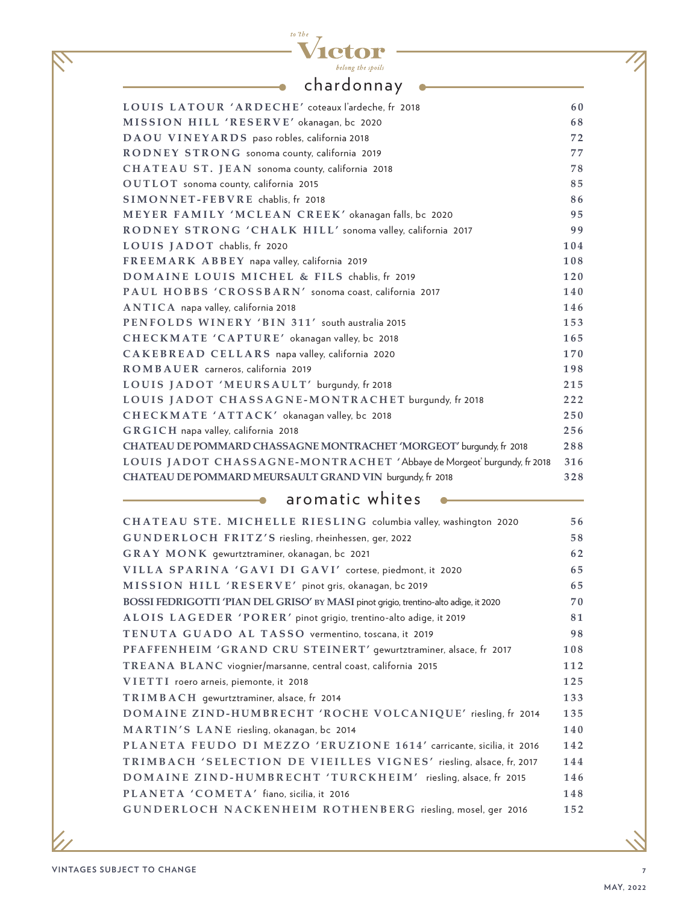to the **Victor** belong the spoils

## chardonnay

| Wine | Price |
|---|---|
| **LOUIS LATOUR 'ARDECHE'** coteaux l'ardeche, fr 2018 | 60 |
| **MISSION HILL 'RESERVE'** okanagan, bc 2020 | 68 |
| **DAOU VINEYARDS** paso robles, california 2018 | 72 |
| **RODNEY STRONG** sonoma county, california 2019 | 77 |
| **CHATEAU ST. JEAN** sonoma county, california 2018 | 78 |
| **OUTLOT** sonoma county, california 2015 | 85 |
| **SIMONNET-FEBVRE** chablis, fr 2018 | 86 |
| **MEYER FAMILY 'MCLEAN CREEK'** okanagan falls, bc 2020 | 95 |
| **RODNEY STRONG 'CHALK HILL'** sonoma valley, california 2017 | 99 |
| **LOUIS JADOT** chablis, fr 2020 | 104 |
| **FREEMARK ABBEY** napa valley, california 2019 | 108 |
| **DOMAINE LOUIS MICHEL & FILS** chablis, fr 2019 | 120 |
| **PAUL HOBBS 'CROSSBARN'** sonoma coast, california 2017 | 140 |
| **ANTICA** napa valley, california 2018 | 146 |
| **PENFOLDS WINERY 'BIN 311'** south australia 2015 | 153 |
| **CHECKMATE 'CAPTURE'** okanagan valley, bc 2018 | 165 |
| **CAKEBREAD CELLARS** napa valley, california 2020 | 170 |
| **ROMBAUER** carneros, california 2019 | 198 |
| **LOUIS JADOT 'MEURSAULT'** burgundy, fr 2018 | 215 |
| **LOUIS JADOT CHASSAGNE-MONTRACHET** burgundy, fr 2018 | 222 |
| **CHECKMATE 'ATTACK'** okanagan valley, bc 2018 | 250 |
| **GRGICH** napa valley, california 2018 | 256 |
| **CHATEAU DE POMMARD CHASSAGNE MONTRACHET 'MORGEOT'** burgundy, fr 2018 | 288 |
| **LOUIS JADOT CHASSAGNE-MONTRACHET** 'Abbaye de Morgeot' burgundy, fr 2018 | 316 |
| **CHATEAU DE POMMARD MEURSAULT GRAND VIN** burgundy, fr 2018 | 328 |

## aromatic whites

| Wine | Price |
|---|---|
| **CHATEAU STE. MICHELLE RIESLING** columbia valley, washington 2020 | 56 |
| **GUNDERLOCH FRITZ'S** riesling, rheinhessen, ger, 2022 | 58 |
| **GRAY MONK** gewurtztraminer, okanagan, bc 2021 | 62 |
| **VILLA SPARINA 'GAVI DI GAVI'** cortese, piedmont, it 2020 | 65 |
| **MISSION HILL 'RESERVE'** pinot gris, okanagan, bc 2019 | 65 |
| **BOSSI FEDRIGOTTI 'PIAN DEL GRISO' BY MASI** pinot grigio, trentino-alto adige, it 2020 | 70 |
| **ALOIS LAGEDER 'PORER'** pinot grigio, trentino-alto adige, it 2019 | 81 |
| **TENUTA GUADO AL TASSO** vermentino, toscana, it 2019 | 98 |
| **PFAFFENHEIM 'GRAND CRU STEINERT'** gewurtztraminer, alsace, fr 2017 | 108 |
| **TREANA BLANC** viognier/marsanne, central coast, california 2015 | 112 |
| **VIETTI** roero arneis, piemonte, it 2018 | 125 |
| **TRIMBACH** gewurtztraminer, alsace, fr 2014 | 133 |
| **DOMAINE ZIND-HUMBRECHT 'ROCHE VOLCANIQUE'** riesling, fr 2014 | 135 |
| **MARTIN'S LANE** riesling, okanagan, bc 2014 | 140 |
| **PLANETA FEUDO DI MEZZO 'ERUZIONE 1614'** carricante, sicilia, it 2016 | 142 |
| **TRIMBACH 'SELECTION DE VIEILLES VIGNES'** riesling, alsace, fr, 2017 | 144 |
| **DOMAINE ZIND-HUMBRECHT 'TURCKHEIM'** riesling, alsace, fr 2015 | 146 |
| **PLANETA 'COMETA'** fiano, sicilia, it 2016 | 148 |
| **GUNDERLOCH NACKENHEIM ROTHENBERG** riesling, mosel, ger 2016 | 152 |

VINTAGES SUBJECT TO CHANGE

MAY, 2022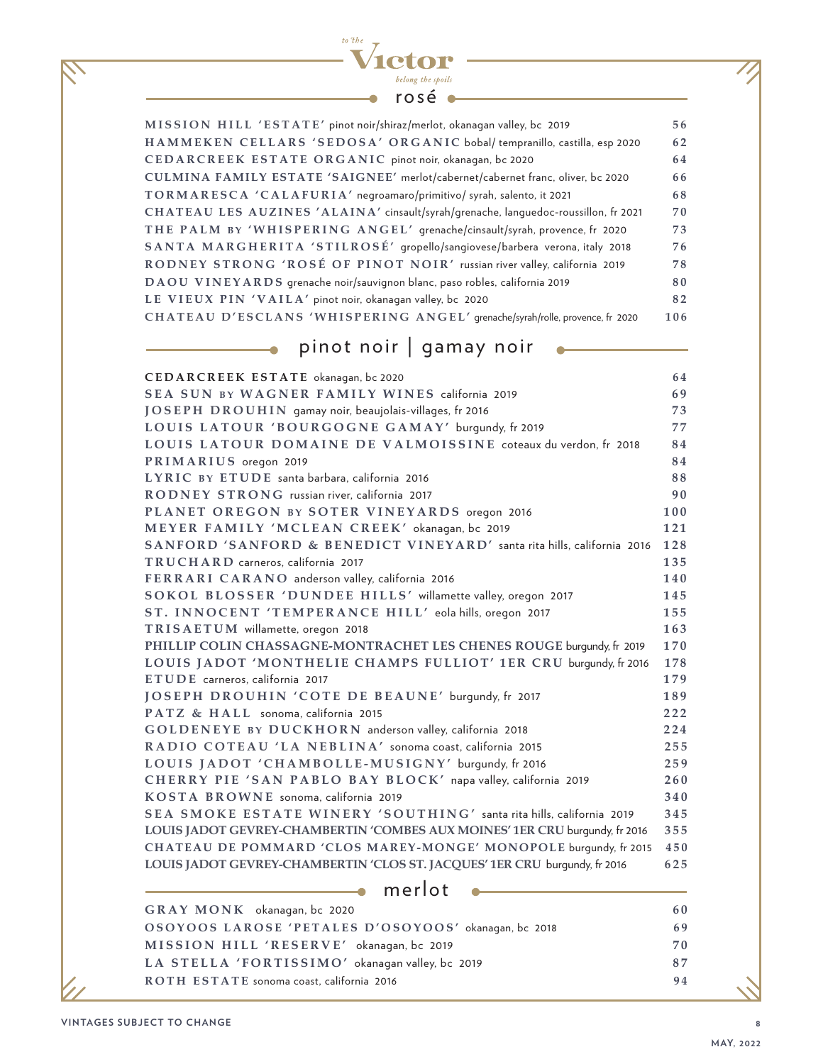# rosé

| Wine | Price |
|---|---|
| **MISSION HILL 'ESTATE'** pinot noir/shiraz/merlot, okanagan valley, bc 2019 | 56 |
| **HAMMEKEN CELLARS 'SEDOSA' ORGANIC** bobal/ tempranillo, castilla, esp 2020 | 62 |
| **CEDARCREEK ESTATE ORGANIC** pinot noir, okanagan, bc 2020 | 64 |
| **CULMINA FAMILY ESTATE 'SAIGNEE'** merlot/cabernet/cabernet franc, oliver, bc 2020 | 66 |
| **TORMARESCA 'CALAFURIA'** negroamaro/primitivo/ syrah, salento, it 2021 | 68 |
| **CHATEAU LES AUZINES 'ALAINA'** cinsault/syrah/grenache, languedoc-roussillon, fr 2021 | 70 |
| **THE PALM BY 'WHISPERING ANGEL'** grenache/cinsault/syrah, provence, fr 2020 | 73 |
| **SANTA MARGHERITA 'STILROSÉ'** gropello/sangiovese/barbera verona, italy 2018 | 76 |
| **RODNEY STRONG 'ROSÉ OF PINOT NOIR'** russian river valley, california 2019 | 78 |
| **DAOU VINEYARDS** grenache noir/sauvignon blanc, paso robles, california 2019 | 80 |
| **LE VIEUX PIN 'VAILA'** pinot noir, okanagan valley, bc 2020 | 82 |
| **CHATEAU D'ESCLANS 'WHISPERING ANGEL'** grenache/syrah/rolle, provence, fr 2020 | 106 |

# pinot noir | gamay noir

| Wine | Price |
|---|---|
| **CEDARCREEK ESTATE** okanagan, bc 2020 | 64 |
| **SEA SUN BY WAGNER FAMILY WINES** california 2019 | 69 |
| **JOSEPH DROUHIN** gamay noir, beaujolais-villages, fr 2016 | 73 |
| **LOUIS LATOUR 'BOURGOGNE GAMAY'** burgundy, fr 2019 | 77 |
| **LOUIS LATOUR DOMAINE DE VALMOISSINE** coteaux du verdon, fr 2018 | 84 |
| **PRIMARIUS** oregon 2019 | 84 |
| **LYRIC BY ETUDE** santa barbara, california 2016 | 88 |
| **RODNEY STRONG** russian river, california 2017 | 90 |
| **PLANET OREGON BY SOTER VINEYARDS** oregon 2016 | 100 |
| **MEYER FAMILY 'MCLEAN CREEK'** okanagan, bc 2019 | 121 |
| **SANFORD 'SANFORD & BENEDICT VINEYARD'** santa rita hills, california 2016 | 128 |
| **TRUCHARD** carneros, california 2017 | 135 |
| **FERRARI CARANO** anderson valley, california 2016 | 140 |
| **SOKOL BLOSSER 'DUNDEE HILLS'** willamette valley, oregon 2017 | 145 |
| **ST. INNOCENT 'TEMPERANCE HILL'** eola hills, oregon 2017 | 155 |
| **TRISAETUM** willamette, oregon 2018 | 163 |
| **PHILLIP COLIN CHASSAGNE-MONTRACHET LES CHENES ROUGE** burgundy, fr 2019 | 170 |
| **LOUIS JADOT 'MONTHELIE CHAMPS FULLIOT' 1ER CRU** burgundy, fr 2016 | 178 |
| **ETUDE** carneros, california 2017 | 179 |
| **JOSEPH DROUHIN 'COTE DE BEAUNE'** burgundy, fr 2017 | 189 |
| **PATZ & HALL** sonoma, california 2015 | 222 |
| **GOLDENEYE BY DUCKHORN** anderson valley, california 2018 | 224 |
| **RADIO COTEAU 'LA NEBLINA'** sonoma coast, california 2015 | 255 |
| **LOUIS JADOT 'CHAMBOLLE-MUSIGNY'** burgundy, fr 2016 | 259 |
| **CHERRY PIE 'SAN PABLO BAY BLOCK'** napa valley, california 2019 | 260 |
| **KOSTA BROWNE** sonoma, california 2019 | 340 |
| **SEA SMOKE ESTATE WINERY 'SOUTHING'** santa rita hills, california 2019 | 345 |
| **LOUIS JADOT GEVREY-CHAMBERTIN 'COMBES AUX MOINES' 1ER CRU** burgundy, fr 2016 | 355 |
| **CHATEAU DE POMMARD 'CLOS MAREY-MONGE' MONOPOLE** burgundy, fr 2015 | 450 |
| **LOUIS JADOT GEVREY-CHAMBERTIN 'CLOS ST. JACQUES' 1ER CRU** burgundy, fr 2016 | 625 |

# merlot

| Wine | Price |
|---|---|
| **GRAY MONK** okanagan, bc 2020 | 60 |
| **OSOYOOS LAROSE 'PETALES D'OSOYOOS'** okanagan, bc 2018 | 69 |
| **MISSION HILL 'RESERVE'** okanagan, bc 2019 | 70 |
| **LA STELLA 'FORTISSIMO'** okanagan valley, bc 2019 | 87 |
| **ROTH ESTATE** sonoma coast, california 2016 | 94 |

VINTAGES SUBJECT TO CHANGE

MAY, 2022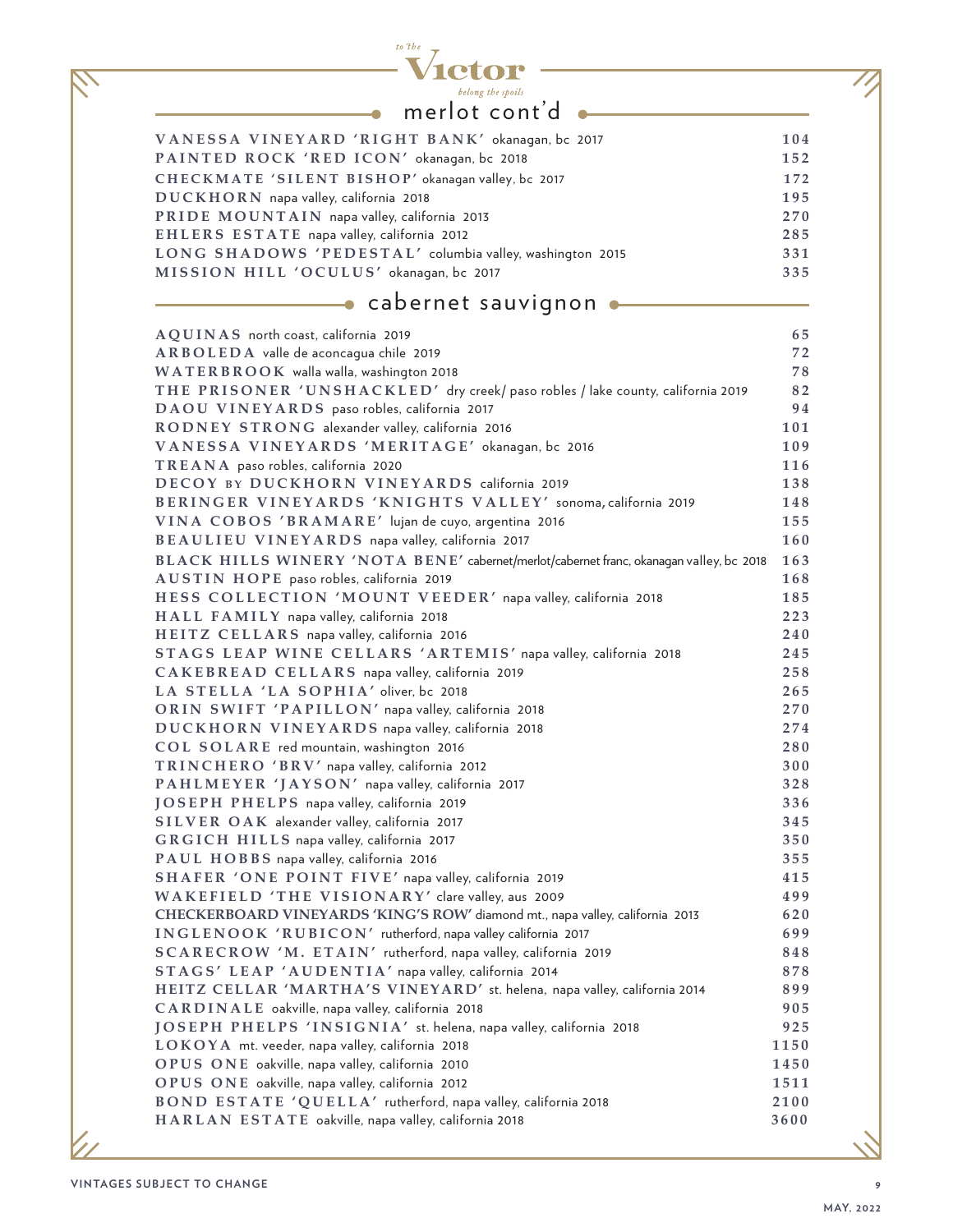## merlot cont'd

| | |
|---|---|
| **VANESSA VINEYARD 'RIGHT BANK'** okanagan, bc 2017 | 104 |
| **PAINTED ROCK 'RED ICON'** okanagan, bc 2018 | 152 |
| **CHECKMATE 'SILENT BISHOP'** okanagan valley, bc 2017 | 172 |
| **DUCKHORN** napa valley, california 2018 | 195 |
| **PRIDE MOUNTAIN** napa valley, california 2013 | 270 |
| **EHLERS ESTATE** napa valley, california 2012 | 285 |
| **LONG SHADOWS 'PEDESTAL'** columbia valley, washington 2015 | 331 |
| **MISSION HILL 'OCULUS'** okanagan, bc 2017 | 335 |

## cabernet sauvignon

| | |
|---|---|
| **AQUINAS** north coast, california 2019 | 65 |
| **ARBOLEDA** valle de aconcagua chile 2019 | 72 |
| **WATERBROOK** walla walla, washington 2018 | 78 |
| **THE PRISONER 'UNSHACKLED'** dry creek/ paso robles / lake county, california 2019 | 82 |
| **DAOU VINEYARDS** paso robles, california 2017 | 94 |
| **RODNEY STRONG** alexander valley, california 2016 | 101 |
| **VANESSA VINEYARDS 'MERITAGE'** okanagan, bc 2016 | 109 |
| **TREANA** paso robles, california 2020 | 116 |
| **DECOY BY DUCKHORN VINEYARDS** california 2019 | 138 |
| **BERINGER VINEYARDS 'KNIGHTS VALLEY'** sonoma, california 2019 | 148 |
| **VINA COBOS 'BRAMARE'** lujan de cuyo, argentina 2016 | 155 |
| **BEAULIEU VINEYARDS** napa valley, california 2017 | 160 |
| **BLACK HILLS WINERY 'NOTA BENE'** cabernet/merlot/cabernet franc, okanagan valley, bc 2018 | 163 |
| **AUSTIN HOPE** paso robles, california 2019 | 168 |
| **HESS COLLECTION 'MOUNT VEEDER'** napa valley, california 2018 | 185 |
| **HALL FAMILY** napa valley, california 2018 | 223 |
| **HEITZ CELLARS** napa valley, california 2016 | 240 |
| **STAGS LEAP WINE CELLARS 'ARTEMIS'** napa valley, california 2018 | 245 |
| **CAKEBREAD CELLARS** napa valley, california 2019 | 258 |
| **LA STELLA 'LA SOPHIA'** oliver, bc 2018 | 265 |
| **ORIN SWIFT 'PAPILLON'** napa valley, california 2018 | 270 |
| **DUCKHORN VINEYARDS** napa valley, california 2018 | 274 |
| **COL SOLARE** red mountain, washington 2016 | 280 |
| **TRINCHERO 'BRV'** napa valley, california 2012 | 300 |
| **PAHLMEYER 'JAYSON'** napa valley, california 2017 | 328 |
| **JOSEPH PHELPS** napa valley, california 2019 | 336 |
| **SILVER OAK** alexander valley, california 2017 | 345 |
| **GRGICH HILLS** napa valley, california 2017 | 350 |
| **PAUL HOBBS** napa valley, california 2016 | 355 |
| **SHAFER 'ONE POINT FIVE'** napa valley, california 2019 | 415 |
| **WAKEFIELD 'THE VISIONARY'** clare valley, aus 2009 | 499 |
| **CHECKERBOARD VINEYARDS 'KING'S ROW'** diamond mt., napa valley, california 2013 | 620 |
| **INGLENOOK 'RUBICON'** rutherford, napa valley california 2017 | 699 |
| **SCARECROW 'M. ETAIN'** rutherford, napa valley, california 2019 | 848 |
| **STAGS' LEAP 'AUDENTIA'** napa valley, california 2014 | 878 |
| **HEITZ CELLAR 'MARTHA'S VINEYARD'** st. helena, napa valley, california 2014 | 899 |
| **CARDINALE** oakville, napa valley, california 2018 | 905 |
| **JOSEPH PHELPS 'INSIGNIA'** st. helena, napa valley, california 2018 | 925 |
| **LOKOYA** mt. veeder, napa valley, california 2018 | 1150 |
| **OPUS ONE** oakville, napa valley, california 2010 | 1450 |
| **OPUS ONE** oakville, napa valley, california 2012 | 1511 |
| **BOND ESTATE 'QUELLA'** rutherford, napa valley, california 2018 | 2100 |
| **HARLAN ESTATE** oakville, napa valley, california 2018 | 3600 |

VINTAGES SUBJECT TO CHANGE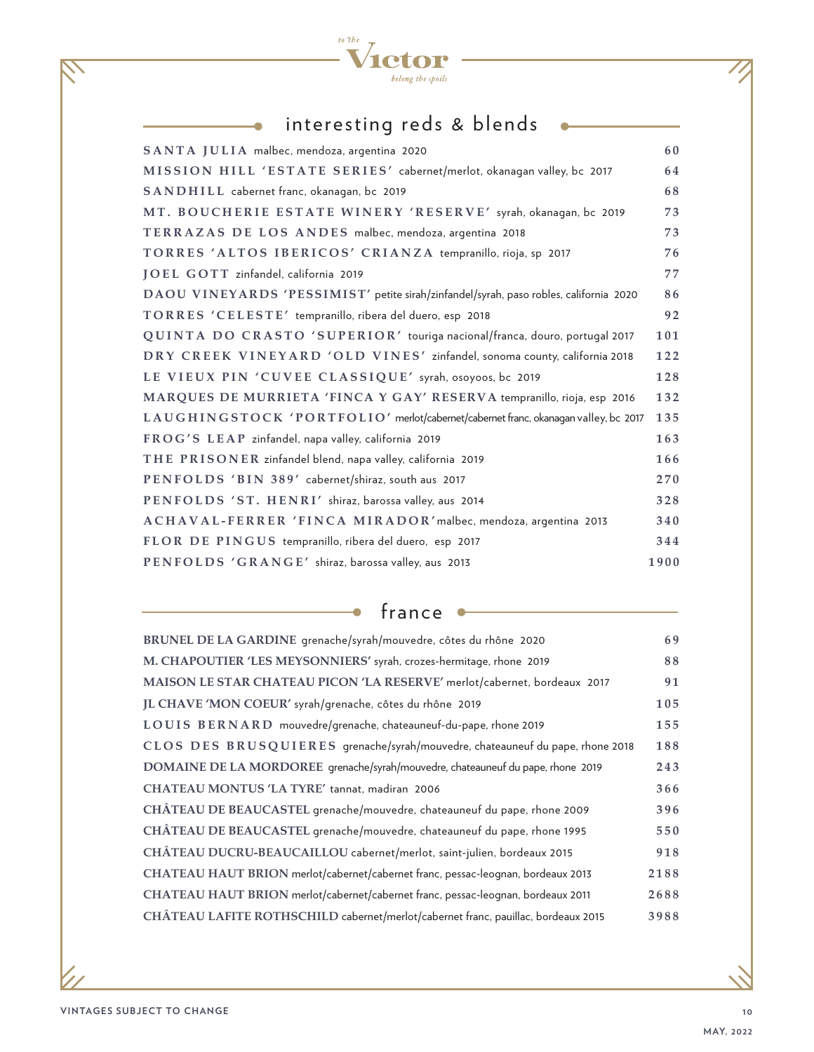## interesting reds & blends

| Wine | Price |
|---|---|
| **SANTA JULIA** malbec, mendoza, argentina 2020 | 60 |
| **MISSION HILL 'ESTATE SERIES'** cabernet/merlot, okanagan valley, bc 2017 | 64 |
| **SANDHILL** cabernet franc, okanagan, bc 2019 | 68 |
| **MT. BOUCHERIE ESTATE WINERY 'RESERVE'** syrah, okanagan, bc 2019 | 73 |
| **TERRAZAS DE LOS ANDES** malbec, mendoza, argentina 2018 | 73 |
| **TORRES 'ALTOS IBERICOS' CRIANZA** tempranillo, rioja, sp 2017 | 76 |
| **JOEL GOTT** zinfandel, california 2019 | 77 |
| **DAOU VINEYARDS 'PESSIMIST'** petite sirah/zinfandel/syrah, paso robles, california 2020 | 86 |
| **TORRES 'CELESTE'** tempranillo, ribera del duero, esp 2018 | 92 |
| **QUINTA DO CRASTO 'SUPERIOR'** touriga nacional/franca, douro, portugal 2017 | 101 |
| **DRY CREEK VINEYARD 'OLD VINES'** zinfandel, sonoma county, california 2018 | 122 |
| **LE VIEUX PIN 'CUVEE CLASSIQUE'** syrah, osoyoos, bc 2019 | 128 |
| **MARQUES DE MURRIETA 'FINCA Y GAY' RESERVA** tempranillo, rioja, esp 2016 | 132 |
| **LAUGHINGSTOCK 'PORTFOLIO'** merlot/cabernet/cabernet franc, okanagan valley, bc 2017 | 135 |
| **FROG'S LEAP** zinfandel, napa valley, california 2019 | 163 |
| **THE PRISONER** zinfandel blend, napa valley, california 2019 | 166 |
| **PENFOLDS 'BIN 389'** cabernet/shiraz, south aus 2017 | 270 |
| **PENFOLDS 'ST. HENRI'** shiraz, barossa valley, aus 2014 | 328 |
| **ACHAVAL-FERRER 'FINCA MIRADOR'** malbec, mendoza, argentina 2013 | 340 |
| **FLOR DE PINGUS** tempranillo, ribera del duero, esp 2017 | 344 |
| **PENFOLDS 'GRANGE'** shiraz, barossa valley, aus 2013 | 1900 |

## france

| Wine | Price |
|---|---|
| **BRUNEL DE LA GARDINE** grenache/syrah/mouvedre, côtes du rhône 2020 | 69 |
| **M. CHAPOUTIER 'LES MEYSONNIERS'** syrah, crozes-hermitage, rhone 2019 | 88 |
| **MAISON LE STAR CHATEAU PICON 'LA RESERVE'** merlot/cabernet, bordeaux 2017 | 91 |
| **JL CHAVE 'MON COEUR'** syrah/grenache, côtes du rhône 2019 | 105 |
| **LOUIS BERNARD** mouvedre/grenache, chateauneuf-du-pape, rhone 2019 | 155 |
| **CLOS DES BRUSQUIERES** grenache/syrah/mouvedre, chateauneuf du pape, rhone 2018 | 188 |
| **DOMAINE DE LA MORDOREE** grenache/syrah/mouvedre, chateauneuf du pape, rhone 2019 | 243 |
| **CHATEAU MONTUS 'LA TYRE'** tannat, madiran 2006 | 366 |
| **CHÂTEAU DE BEAUCASTEL** grenache/mouvedre, chateauneuf du pape, rhone 2009 | 396 |
| **CHÂTEAU DE BEAUCASTEL** grenache/mouvedre, chateauneuf du pape, rhone 1995 | 550 |
| **CHÂTEAU DUCRU-BEAUCAILLOU** cabernet/merlot, saint-julien, bordeaux 2015 | 918 |
| **CHATEAU HAUT BRION** merlot/cabernet/cabernet franc, pessac-leognan, bordeaux 2013 | 2188 |
| **CHATEAU HAUT BRION** merlot/cabernet/cabernet franc, pessac-leognan, bordeaux 2011 | 2688 |
| **CHÂTEAU LAFITE ROTHSCHILD** cabernet/merlot/cabernet franc, pauillac, bordeaux 2015 | 3988 |

VINTAGES SUBJECT TO CHANGE

MAY, 2022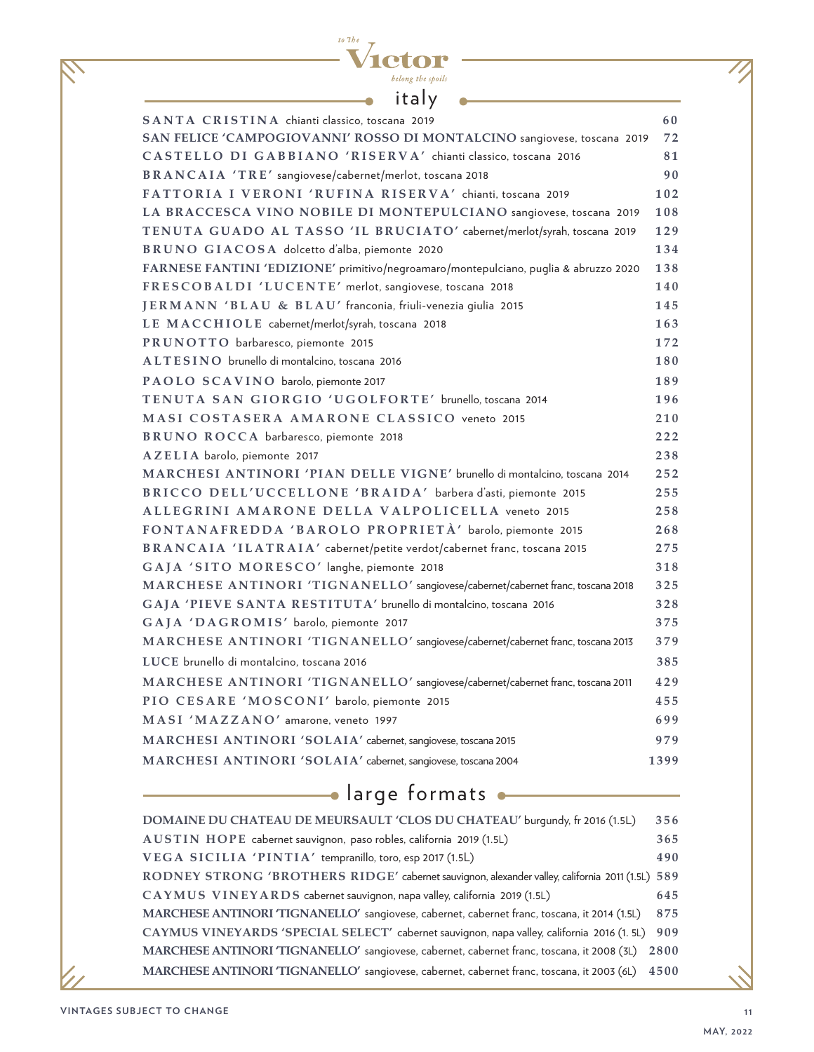# Victor

*to the Victor belong the spoils*

## italy

| Wine | Price |
|---|---|
| **SANTA CRISTINA** chianti classico, toscana 2019 | 60 |
| **SAN FELICE 'CAMPOGIOVANNI' ROSSO DI MONTALCINO** sangiovese, toscana 2019 | 72 |
| **CASTELLO DI GABBIANO 'RISERVA'** chianti classico, toscana 2016 | 81 |
| **BRANCAIA 'TRE'** sangiovese/cabernet/merlot, toscana 2018 | 90 |
| **FATTORIA I VERONI 'RUFINA RISERVA'** chianti, toscana 2019 | 102 |
| **LA BRACCESCA VINO NOBILE DI MONTEPULCIANO** sangiovese, toscana 2019 | 108 |
| **TENUTA GUADO AL TASSO 'IL BRUCIATO'** cabernet/merlot/syrah, toscana 2019 | 129 |
| **BRUNO GIACOSA** dolcetto d'alba, piemonte 2020 | 134 |
| **FARNESE FANTINI 'EDIZIONE'** primitivo/negroamaro/montepulciano, puglia & abruzzo 2020 | 138 |
| **FRESCOBALDI 'LUCENTE'** merlot, sangiovese, toscana 2018 | 140 |
| **JERMANN 'BLAU & BLAU'** franconia, friuli-venezia giulia 2015 | 145 |
| **LE MACCHIOLE** cabernet/merlot/syrah, toscana 2018 | 163 |
| **PRUNOTTO** barbaresco, piemonte 2015 | 172 |
| **ALTESINO** brunello di montalcino, toscana 2016 | 180 |
| **PAOLO SCAVINO** barolo, piemonte 2017 | 189 |
| **TENUTA SAN GIORGIO 'UGOLFORTE'** brunello, toscana 2014 | 196 |
| **MASI COSTASERA AMARONE CLASSICO** veneto 2015 | 210 |
| **BRUNO ROCCA** barbaresco, piemonte 2018 | 222 |
| **AZELIA** barolo, piemonte 2017 | 238 |
| **MARCHESI ANTINORI 'PIAN DELLE VIGNE'** brunello di montalcino, toscana 2014 | 252 |
| **BRICCO DELL'UCCELLONE 'BRAIDA'** barbera d'asti, piemonte 2015 | 255 |
| **ALLEGRINI AMARONE DELLA VALPOLICELLA** veneto 2015 | 258 |
| **FONTANAFREDDA 'BAROLO PROPRIETÀ'** barolo, piemonte 2015 | 268 |
| **BRANCAIA 'ILATRAIA'** cabernet/petite verdot/cabernet franc, toscana 2015 | 275 |
| **GAJA 'SITO MORESCO'** langhe, piemonte 2018 | 318 |
| **MARCHESE ANTINORI 'TIGNANELLO'** sangiovese/cabernet/cabernet franc, toscana 2018 | 325 |
| **GAJA 'PIEVE SANTA RESTITUTA'** brunello di montalcino, toscana 2016 | 328 |
| **GAJA 'DAGROMIS'** barolo, piemonte 2017 | 375 |
| **MARCHESE ANTINORI 'TIGNANELLO'** sangiovese/cabernet/cabernet franc, toscana 2013 | 379 |
| **LUCE** brunello di montalcino, toscana 2016 | 385 |
| **MARCHESE ANTINORI 'TIGNANELLO'** sangiovese/cabernet/cabernet franc, toscana 2011 | 429 |
| **PIO CESARE 'MOSCONI'** barolo, piemonte 2015 | 455 |
| **MASI 'MAZZANO'** amarone, veneto 1997 | 699 |
| **MARCHESI ANTINORI 'SOLAIA'** cabernet, sangiovese, toscana 2015 | 979 |
| **MARCHESI ANTINORI 'SOLAIA'** cabernet, sangiovese, toscana 2004 | 1399 |

## large formats

| Wine | Price |
|---|---|
| **DOMAINE DU CHATEAU DE MEURSAULT 'CLOS DU CHATEAU'** burgundy, fr 2016 (1.5L) | 356 |
| **AUSTIN HOPE** cabernet sauvignon, paso robles, california 2019 (1.5L) | 365 |
| **VEGA SICILIA 'PINTIA'** tempranillo, toro, esp 2017 (1.5L) | 490 |
| **RODNEY STRONG 'BROTHERS RIDGE'** cabernet sauvignon, alexander valley, california 2011 (1.5L) | 589 |
| **CAYMUS VINEYARDS** cabernet sauvignon, napa valley, california 2019 (1.5L) | 645 |
| **MARCHESE ANTINORI 'TIGNANELLO'** sangiovese, cabernet, cabernet franc, toscana, it 2014 (1.5L) | 875 |
| **CAYMUS VINEYARDS 'SPECIAL SELECT'** cabernet sauvignon, napa valley, california 2016 (1. 5L) | 909 |
| **MARCHESE ANTINORI 'TIGNANELLO'** sangiovese, cabernet, cabernet franc, toscana, it 2008 (3L) | 2800 |
| **MARCHESE ANTINORI 'TIGNANELLO'** sangiovese, cabernet, cabernet franc, toscana, it 2003 (6L) | 4500 |

VINTAGES SUBJECT TO CHANGE

MAY, 2022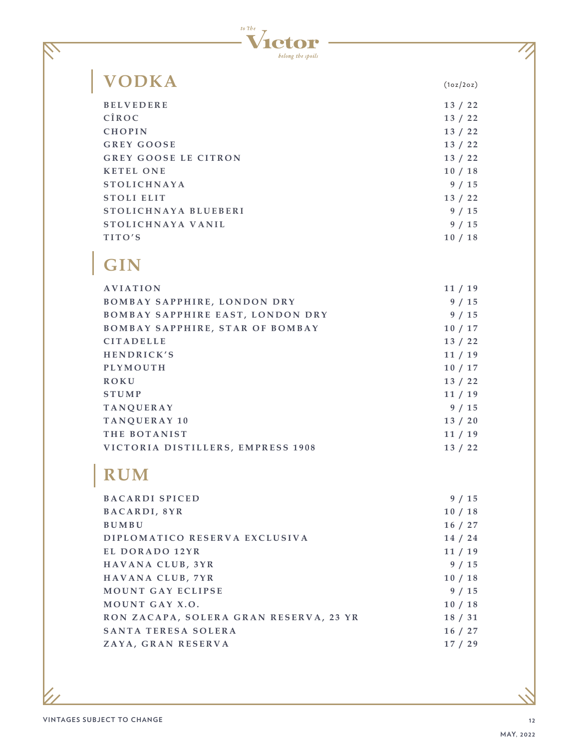# VODKA

(1oz/2oz)

| | |
|---|---|
| BELVEDERE | 13 / 22 |
| CÎROC | 13 / 22 |
| CHOPIN | 13 / 22 |
| GREY GOOSE | 13 / 22 |
| GREY GOOSE LE CITRON | 13 / 22 |
| KETEL ONE | 10 / 18 |
| STOLICHNAYA | 9 / 15 |
| STOLI ELIT | 13 / 22 |
| STOLICHNAYA BLUEBERI | 9 / 15 |
| STOLICHNAYA VANIL | 9 / 15 |
| TITO'S | 10 / 18 |

# GIN

| | |
|---|---|
| AVIATION | 11 / 19 |
| BOMBAY SAPPHIRE, LONDON DRY | 9 / 15 |
| BOMBAY SAPPHIRE EAST, LONDON DRY | 9 / 15 |
| BOMBAY SAPPHIRE, STAR OF BOMBAY | 10 / 17 |
| CITADELLE | 13 / 22 |
| HENDRICK'S | 11 / 19 |
| PLYMOUTH | 10 / 17 |
| ROKU | 13 / 22 |
| STUMP | 11 / 19 |
| TANQUERAY | 9 / 15 |
| TANQUERAY 10 | 13 / 20 |
| THE BOTANIST | 11 / 19 |
| VICTORIA DISTILLERS, EMPRESS 1908 | 13 / 22 |

# RUM

| | |
|---|---|
| BACARDI SPICED | 9 / 15 |
| BACARDI, 8YR | 10 / 18 |
| BUMBU | 16 / 27 |
| DIPLOMATICO RESERVA EXCLUSIVA | 14 / 24 |
| EL DORADO 12YR | 11 / 19 |
| HAVANA CLUB, 3YR | 9 / 15 |
| HAVANA CLUB, 7YR | 10 / 18 |
| MOUNT GAY ECLIPSE | 9 / 15 |
| MOUNT GAY X.O. | 10 / 18 |
| RON ZACAPA, SOLERA GRAN RESERVA, 23 YR | 18 / 31 |
| SANTA TERESA SOLERA | 16 / 27 |
| ZAYA, GRAN RESERVA | 17 / 29 |

VINTAGES SUBJECT TO CHANGE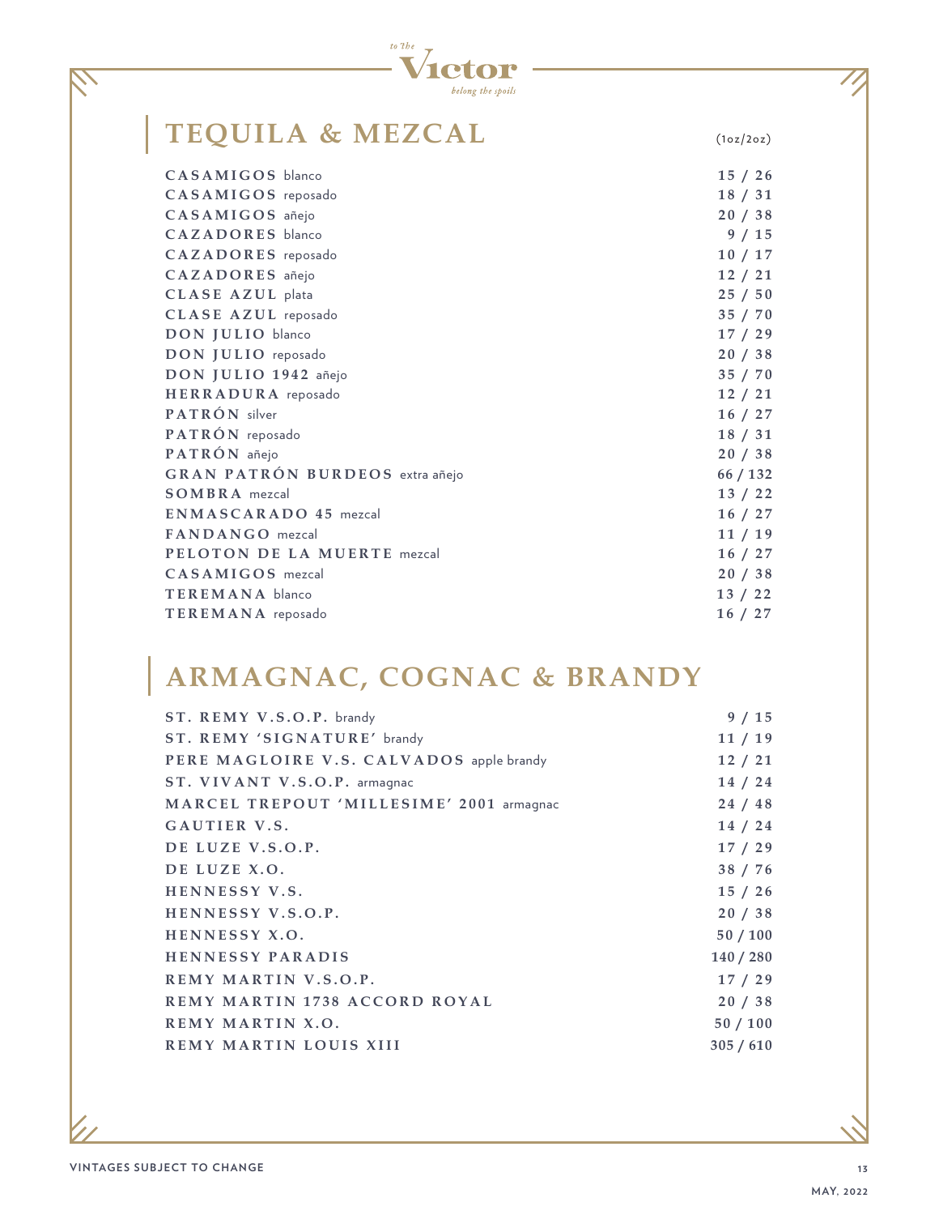## TEQUILA & MEZCAL

| | (1oz/2oz) |
|---|---|
| **CASAMIGOS** blanco | 15 / 26 |
| **CASAMIGOS** reposado | 18 / 31 |
| **CASAMIGOS** añejo | 20 / 38 |
| **CAZADORES** blanco | 9 / 15 |
| **CAZADORES** reposado | 10 / 17 |
| **CAZADORES** añejo | 12 / 21 |
| **CLASE AZUL** plata | 25 / 50 |
| **CLASE AZUL** reposado | 35 / 70 |
| **DON JULIO** blanco | 17 / 29 |
| **DON JULIO** reposado | 20 / 38 |
| **DON JULIO 1942** añejo | 35 / 70 |
| **HERRADURA** reposado | 12 / 21 |
| **PATRÓN** silver | 16 / 27 |
| **PATRÓN** reposado | 18 / 31 |
| **PATRÓN** añejo | 20 / 38 |
| **GRAN PATRÓN BURDEOS** extra añejo | 66 / 132 |
| **SOMBRA** mezcal | 13 / 22 |
| **ENMASCARADO 45** mezcal | 16 / 27 |
| **FANDANGO** mezcal | 11 / 19 |
| **PELOTON DE LA MUERTE** mezcal | 16 / 27 |
| **CASAMIGOS** mezcal | 20 / 38 |
| **TEREMANA** blanco | 13 / 22 |
| **TEREMANA** reposado | 16 / 27 |

## ARMAGNAC, COGNAC & BRANDY

| | |
|---|---|
| **ST. REMY V.S.O.P.** brandy | 9 / 15 |
| **ST. REMY 'SIGNATURE'** brandy | 11 / 19 |
| **PERE MAGLOIRE V.S. CALVADOS** apple brandy | 12 / 21 |
| **ST. VIVANT V.S.O.P.** armagnac | 14 / 24 |
| **MARCEL TREPOUT 'MILLESIME' 2001** armagnac | 24 / 48 |
| **GAUTIER V.S.** | 14 / 24 |
| **DE LUZE V.S.O.P.** | 17 / 29 |
| **DE LUZE X.O.** | 38 / 76 |
| **HENNESSY V.S.** | 15 / 26 |
| **HENNESSY V.S.O.P.** | 20 / 38 |
| **HENNESSY X.O.** | 50 / 100 |
| **HENNESSY PARADIS** | 140 / 280 |
| **REMY MARTIN V.S.O.P.** | 17 / 29 |
| **REMY MARTIN 1738 ACCORD ROYAL** | 20 / 38 |
| **REMY MARTIN X.O.** | 50 / 100 |
| **REMY MARTIN LOUIS XIII** | 305 / 610 |

VINTAGES SUBJECT TO CHANGE

MAY, 2022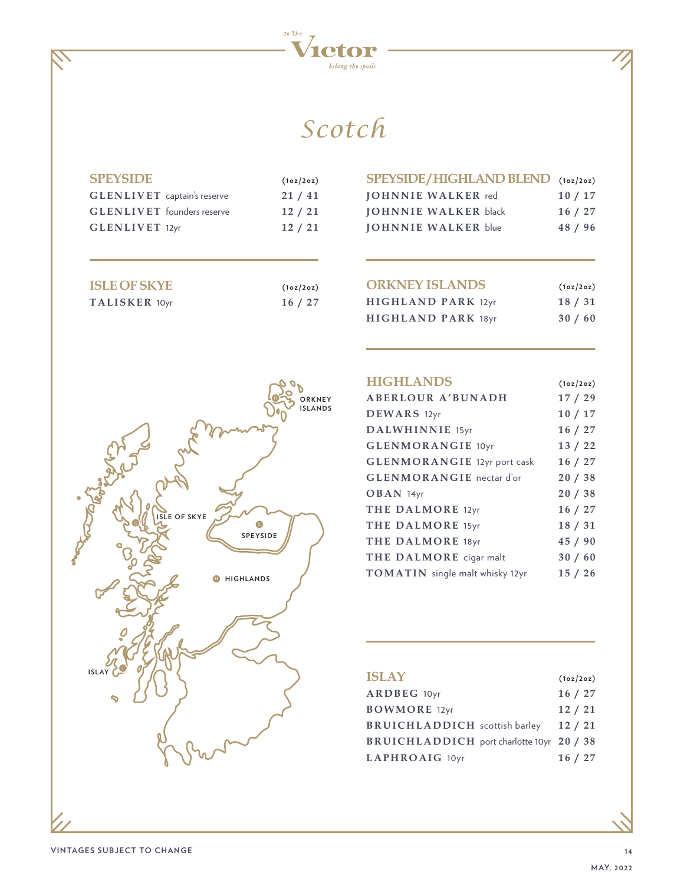# Scotch

## SPEYSIDE

| | (1oz/2oz) |
|---|---|
| **GLENLIVET** captain's reserve | 21 / 41 |
| **GLENLIVET** founders reserve | 12 / 21 |
| **GLENLIVET** 12yr | 12 / 21 |

## SPEYSIDE/HIGHLAND BLEND

| | (1oz/2oz) |
|---|---|
| **JOHNNIE WALKER** red | 10 / 17 |
| **JOHNNIE WALKER** black | 16 / 27 |
| **JOHNNIE WALKER** blue | 48 / 96 |

## ISLE OF SKYE

| | (1oz/2oz) |
|---|---|
| **TALISKER** 10yr | 16 / 27 |

## ORKNEY ISLANDS

| | (1oz/2oz) |
|---|---|
| **HIGHLAND PARK** 12yr | 18 / 31 |
| **HIGHLAND PARK** 18yr | 30 / 60 |

## HIGHLANDS

| | (1oz/2oz) |
|---|---|
| **ABERLOUR A'BUNADH** | 17 / 29 |
| **DEWARS** 12yr | 10 / 17 |
| **DALWHINNIE** 15yr | 16 / 27 |
| **GLENMORANGIE** 10yr | 13 / 22 |
| **GLENMORANGIE** 12yr port cask | 16 / 27 |
| **GLENMORANGIE** nectar d'or | 20 / 38 |
| **OBAN** 14yr | 20 / 38 |
| **THE DALMORE** 12yr | 16 / 27 |
| **THE DALMORE** 15yr | 18 / 31 |
| **THE DALMORE** 18yr | 45 / 90 |
| **THE DALMORE** cigar malt | 30 / 60 |
| **TOMATIN** single malt whisky 12yr | 15 / 26 |

## ISLAY

| | (1oz/2oz) |
|---|---|
| **ARDBEG** 10yr | 16 / 27 |
| **BOWMORE** 12yr | 12 / 21 |
| **BRUICHLADDICH** scottish barley | 12 / 21 |
| **BRUICHLADDICH** port charlotte 10yr | 20 / 38 |
| **LAPHROAIG** 10yr | 16 / 27 |

ORKNEY ISLANDS · ISLE OF SKYE · SPEYSIDE · HIGHLANDS · ISLAY

VINTAGES SUBJECT TO CHANGE

MAY, 2022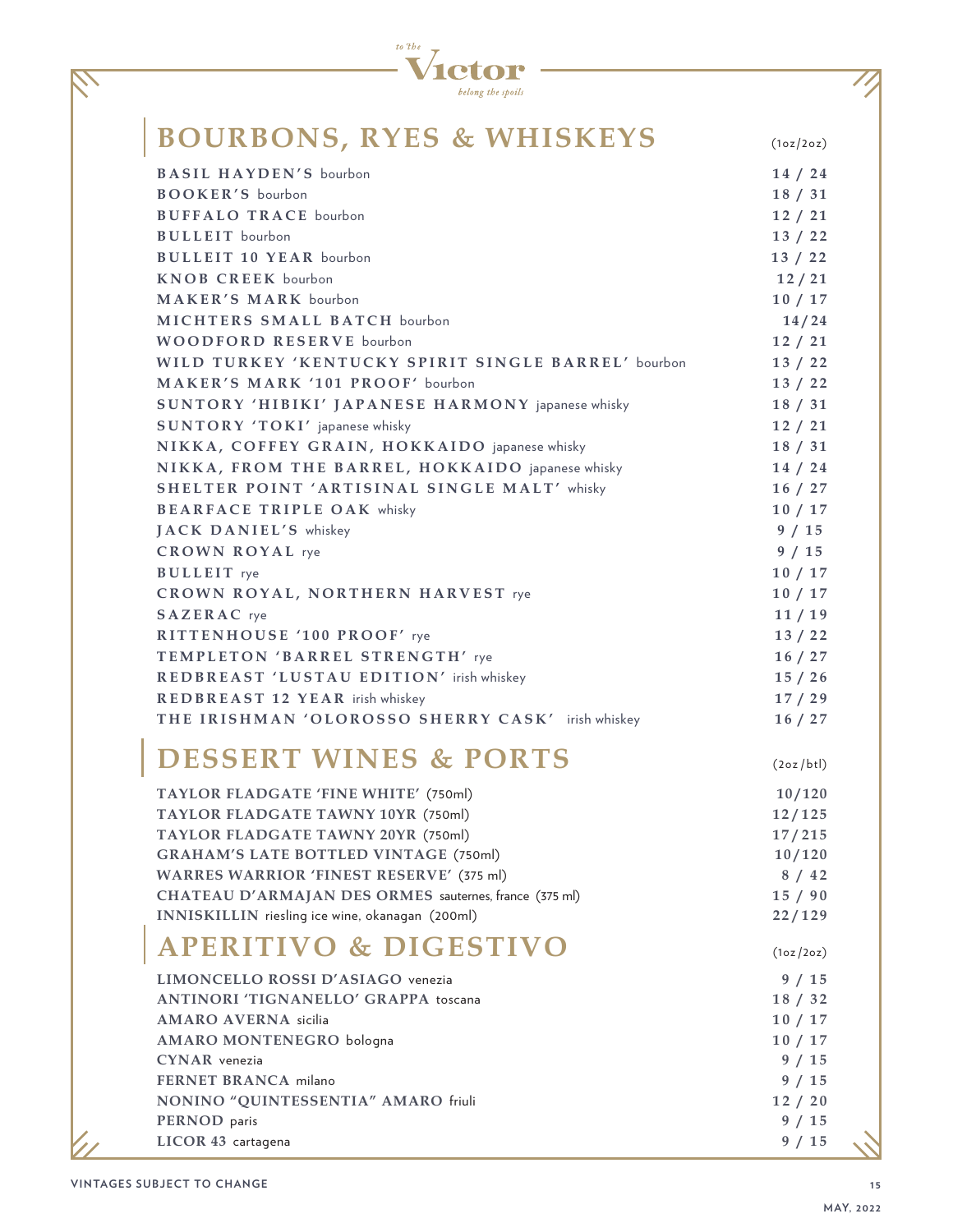to The **Victor** belong the spoils

## BOURBONS, RYES & WHISKEYS

| | (1oz/2oz) |
|---|---|
| **BASIL HAYDEN'S** bourbon | 14 / 24 |
| **BOOKER'S** bourbon | 18 / 31 |
| **BUFFALO TRACE** bourbon | 12 / 21 |
| **BULLEIT** bourbon | 13 / 22 |
| **BULLEIT 10 YEAR** bourbon | 13 / 22 |
| **KNOB CREEK** bourbon | 12/21 |
| **MAKER'S MARK** bourbon | 10 / 17 |
| **MICHTERS SMALL BATCH** bourbon | 14/24 |
| **WOODFORD RESERVE** bourbon | 12 / 21 |
| **WILD TURKEY 'KENTUCKY SPIRIT SINGLE BARREL'** bourbon | 13 / 22 |
| **MAKER'S MARK '101 PROOF'** bourbon | 13 / 22 |
| **SUNTORY 'HIBIKI' JAPANESE HARMONY** japanese whisky | 18 / 31 |
| **SUNTORY 'TOKI'** japanese whisky | 12 / 21 |
| **NIKKA, COFFEY GRAIN, HOKKAIDO** japanese whisky | 18 / 31 |
| **NIKKA, FROM THE BARREL, HOKKAIDO** japanese whisky | 14 / 24 |
| **SHELTER POINT 'ARTISINAL SINGLE MALT'** whisky | 16 / 27 |
| **BEARFACE TRIPLE OAK** whisky | 10 / 17 |
| **JACK DANIEL'S** whiskey | 9 / 15 |
| **CROWN ROYAL** rye | 9 / 15 |
| **BULLEIT** rye | 10 / 17 |
| **CROWN ROYAL, NORTHERN HARVEST** rye | 10 / 17 |
| **SAZERAC** rye | 11 / 19 |
| **RITTENHOUSE '100 PROOF'** rye | 13 / 22 |
| **TEMPLETON 'BARREL STRENGTH'** rye | 16 / 27 |
| **REDBREAST 'LUSTAU EDITION'** irish whiskey | 15 / 26 |
| **REDBREAST 12 YEAR** irish whiskey | 17 / 29 |
| **THE IRISHMAN 'OLOROSSO SHERRY CASK'** irish whiskey | 16 / 27 |

## DESSERT WINES & PORTS

| | (2oz/btl) |
|---|---|
| **TAYLOR FLADGATE 'FINE WHITE'** (750ml) | 10/120 |
| **TAYLOR FLADGATE TAWNY 10YR** (750ml) | 12/125 |
| **TAYLOR FLADGATE TAWNY 20YR** (750ml) | 17/215 |
| **GRAHAM'S LATE BOTTLED VINTAGE** (750ml) | 10/120 |
| **WARRES WARRIOR 'FINEST RESERVE'** (375 ml) | 8 / 42 |
| **CHATEAU D'ARMAJAN DES ORMES** sauternes, france (375 ml) | 15 / 90 |
| **INNISKILLIN** riesling ice wine, okanagan (200ml) | 22/129 |

## APERITIVO & DIGESTIVO

| | (1oz/2oz) |
|---|---|
| **LIMONCELLO ROSSI D'ASIAGO** venezia | 9 / 15 |
| **ANTINORI 'TIGNANELLO' GRAPPA** toscana | 18 / 32 |
| **AMARO AVERNA** sicilia | 10 / 17 |
| **AMARO MONTENEGRO** bologna | 10 / 17 |
| **CYNAR** venezia | 9 / 15 |
| **FERNET BRANCA** milano | 9 / 15 |
| **NONINO "QUINTESSENTIA" AMARO** friuli | 12 / 20 |
| **PERNOD** paris | 9 / 15 |
| **LICOR 43** cartagena | 9 / 15 |

VINTAGES SUBJECT TO CHANGE

MAY, 2022